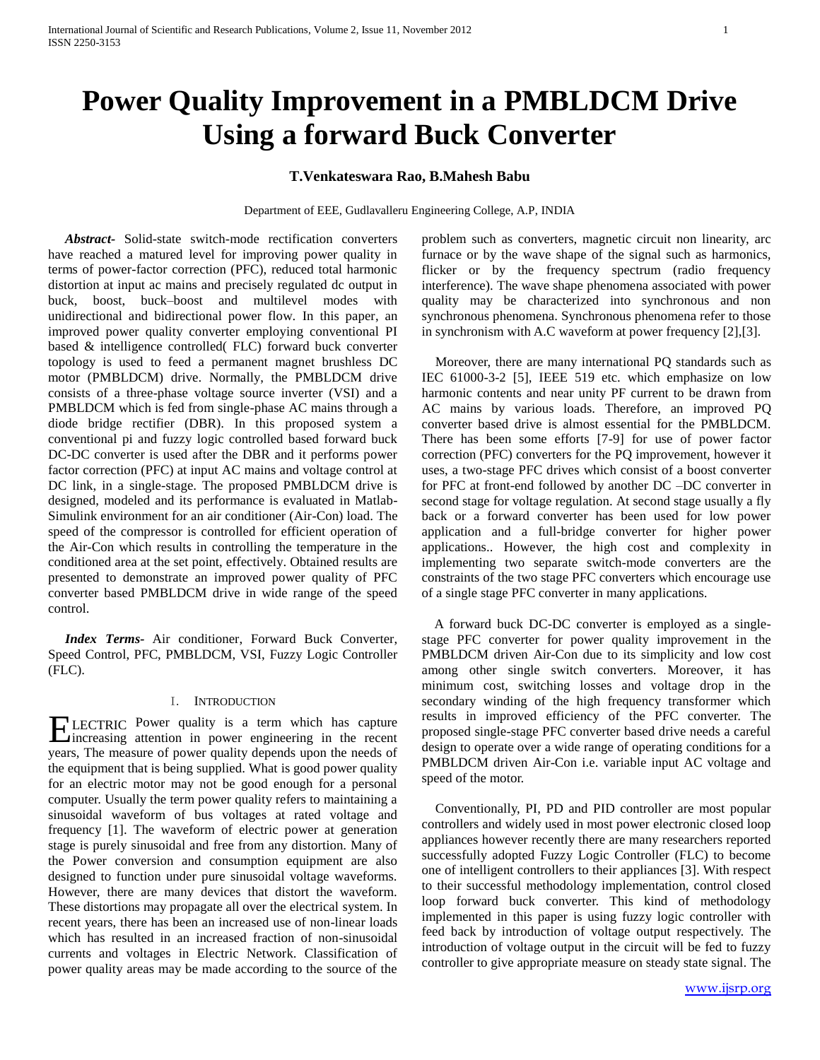# Power Quality Improvement in a PMBLDCM Drive Using a forward Buck Converter

**T.Venkateswara Rao, B.Mahesh Babu**

Department of EEE, Gudlavalleru Engineering College, A.P, INDIA

***Abstract-*** Solid-state switch-mode rectification converters have reached a matured level for improving power quality in terms of power-factor correction (PFC), reduced total harmonic distortion at input ac mains and precisely regulated dc output in buck, boost, buck–boost and multilevel modes with unidirectional and bidirectional power flow. In this paper, an improved power quality converter employing conventional PI based & intelligence controlled( FLC) forward buck converter topology is used to feed a permanent magnet brushless DC motor (PMBLDCM) drive. Normally, the PMBLDCM drive consists of a three-phase voltage source inverter (VSI) and a PMBLDCM which is fed from single-phase AC mains through a diode bridge rectifier (DBR). In this proposed system a conventional pi and fuzzy logic controlled based forward buck DC-DC converter is used after the DBR and it performs power factor correction (PFC) at input AC mains and voltage control at DC link, in a single-stage. The proposed PMBLDCM drive is designed, modeled and its performance is evaluated in Matlab-Simulink environment for an air conditioner (Air-Con) load. The speed of the compressor is controlled for efficient operation of the Air-Con which results in controlling the temperature in the conditioned area at the set point, effectively. Obtained results are presented to demonstrate an improved power quality of PFC converter based PMBLDCM drive in wide range of the speed control.

***Index Terms-*** Air conditioner, Forward Buck Converter, Speed Control, PFC, PMBLDCM, VSI, Fuzzy Logic Controller (FLC).

## I. Introduction

ELECTRIC Power quality is a term which has capture increasing attention in power engineering in the recent years, The measure of power quality depends upon the needs of the equipment that is being supplied. What is good power quality for an electric motor may not be good enough for a personal computer. Usually the term power quality refers to maintaining a sinusoidal waveform of bus voltages at rated voltage and frequency [1]. The waveform of electric power at generation stage is purely sinusoidal and free from any distortion. Many of the Power conversion and consumption equipment are also designed to function under pure sinusoidal voltage waveforms. However, there are many devices that distort the waveform. These distortions may propagate all over the electrical system. In recent years, there has been an increased use of non-linear loads which has resulted in an increased fraction of non-sinusoidal currents and voltages in Electric Network. Classification of power quality areas may be made according to the source of the problem such as converters, magnetic circuit non linearity, arc furnace or by the wave shape of the signal such as harmonics, flicker or by the frequency spectrum (radio frequency interference). The wave shape phenomena associated with power quality may be characterized into synchronous and non synchronous phenomena. Synchronous phenomena refer to those in synchronism with A.C waveform at power frequency [2],[3].

Moreover, there are many international PQ standards such as IEC 61000-3-2 [5], IEEE 519 etc. which emphasize on low harmonic contents and near unity PF current to be drawn from AC mains by various loads. Therefore, an improved PQ converter based drive is almost essential for the PMBLDCM. There has been some efforts [7-9] for use of power factor correction (PFC) converters for the PQ improvement, however it uses, a two-stage PFC drives which consist of a boost converter for PFC at front-end followed by another DC –DC converter in second stage for voltage regulation. At second stage usually a fly back or a forward converter has been used for low power application and a full-bridge converter for higher power applications.. However, the high cost and complexity in implementing two separate switch-mode converters are the constraints of the two stage PFC converters which encourage use of a single stage PFC converter in many applications.

A forward buck DC-DC converter is employed as a single-stage PFC converter for power quality improvement in the PMBLDCM driven Air-Con due to its simplicity and low cost among other single switch converters. Moreover, it has minimum cost, switching losses and voltage drop in the secondary winding of the high frequency transformer which results in improved efficiency of the PFC converter. The proposed single-stage PFC converter based drive needs a careful design to operate over a wide range of operating conditions for a PMBLDCM driven Air-Con i.e. variable input AC voltage and speed of the motor.

Conventionally, PI, PD and PID controller are most popular controllers and widely used in most power electronic closed loop appliances however recently there are many researchers reported successfully adopted Fuzzy Logic Controller (FLC) to become one of intelligent controllers to their appliances [3]. With respect to their successful methodology implementation, control closed loop forward buck converter. This kind of methodology implemented in this paper is using fuzzy logic controller with feed back by introduction of voltage output respectively. The introduction of voltage output in the circuit will be fed to fuzzy controller to give appropriate measure on steady state signal. The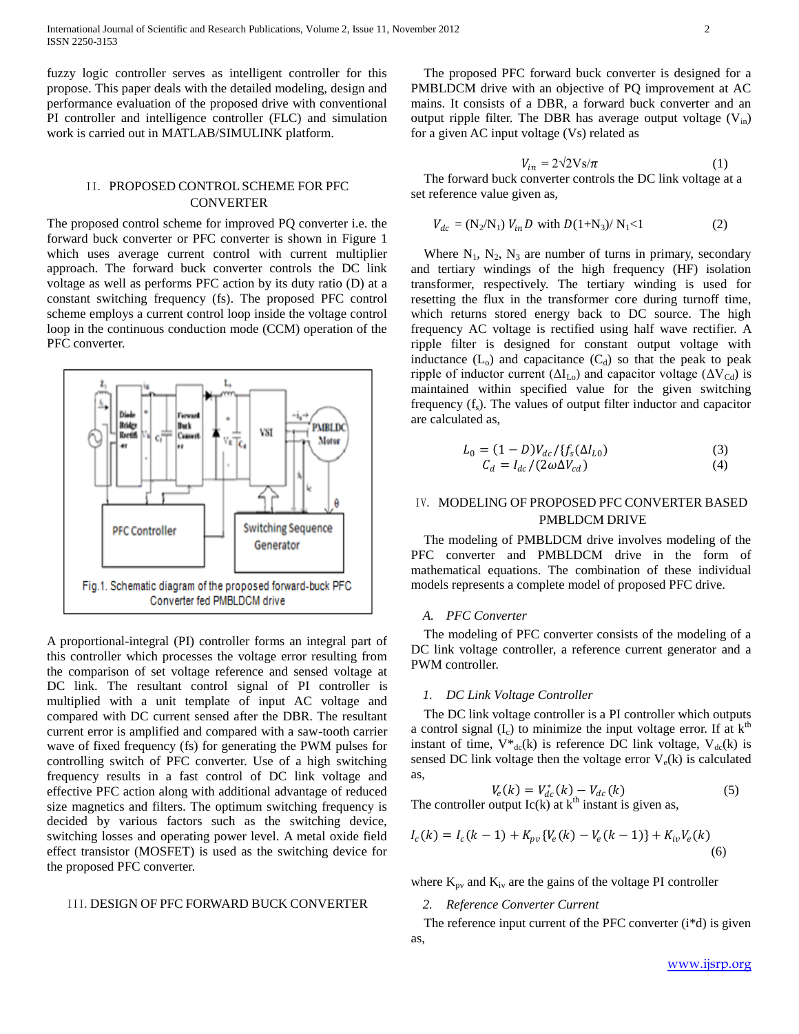fuzzy logic controller serves as intelligent controller for this propose. This paper deals with the detailed modeling, design and performance evaluation of the proposed drive with conventional PI controller and intelligence controller (FLC) and simulation work is carried out in MATLAB/SIMULINK platform.

## II. PROPOSED CONTROL SCHEME FOR PFC CONVERTER

The proposed control scheme for improved PQ converter i.e. the forward buck converter or PFC converter is shown in Figure 1 which uses average current control with current multiplier approach. The forward buck converter controls the DC link voltage as well as performs PFC action by its duty ratio (D) at a constant switching frequency (fs). The proposed PFC control scheme employs a current control loop inside the voltage control loop in the continuous conduction mode (CCM) operation of the PFC converter.

Fig.1. Schematic diagram of the proposed forward-buck PFC Converter fed PMBLDCM drive

A proportional-integral (PI) controller forms an integral part of this controller which processes the voltage error resulting from the comparison of set voltage reference and sensed voltage at DC link. The resultant control signal of PI controller is multiplied with a unit template of input AC voltage and compared with DC current sensed after the DBR. The resultant current error is amplified and compared with a saw-tooth carrier wave of fixed frequency (fs) for generating the PWM pulses for controlling switch of PFC converter. Use of a high switching frequency results in a fast control of DC link voltage and effective PFC action along with additional advantage of reduced size magnetics and filters. The optimum switching frequency is decided by various factors such as the switching device, switching losses and operating power level. A metal oxide field effect transistor (MOSFET) is used as the switching device for the proposed PFC converter.

## III. DESIGN OF PFC FORWARD BUCK CONVERTER

The proposed PFC forward buck converter is designed for a PMBLDCM drive with an objective of PQ improvement at AC mains. It consists of a DBR, a forward buck converter and an output ripple filter. The DBR has average output voltage ($V_{in}$) for a given AC input voltage (Vs) related as

$$V_{in} = 2\sqrt{2}V_s/\pi \qquad (1)$$

The forward buck converter controls the DC link voltage at a set reference value given as,

$$V_{dc} = (N_2/N_1)\, V_{in} D \;\text{ with }\; D(1+N_3)/\,N_1<1 \qquad (2)$$

Where $N_1$, $N_2$, $N_3$ are number of turns in primary, secondary and tertiary windings of the high frequency (HF) isolation transformer, respectively. The tertiary winding is used for resetting the flux in the transformer core during turnoff time, which returns stored energy back to DC source. The high frequency AC voltage is rectified using half wave rectifier. A ripple filter is designed for constant output voltage with inductance ($L_o$) and capacitance ($C_d$) so that the peak to peak ripple of inductor current ($\Delta I_{Lo}$) and capacitor voltage ($\Delta V_{Cd}$) is maintained within specified value for the given switching frequency ($f_s$). The values of output filter inductor and capacitor are calculated as,

$$L_0 = (1-D)V_{dc}/\{f_s(\Delta I_{L0})\} \qquad (3)$$

$$C_d = I_{dc}/(2\omega\Delta V_{cd}) \qquad (4)$$

## IV. MODELING OF PROPOSED PFC CONVERTER BASED PMBLDCM DRIVE

The modeling of PMBLDCM drive involves modeling of the PFC converter and PMBLDCM drive in the form of mathematical equations. The combination of these individual models represents a complete model of proposed PFC drive.

### A. *PFC Converter*

The modeling of PFC converter consists of the modeling of a DC link voltage controller, a reference current generator and a PWM controller.

#### 1. *DC Link Voltage Controller*

The DC link voltage controller is a PI controller which outputs a control signal ($I_c$) to minimize the input voltage error. If at $k^{th}$ instant of time, $V^*_{dc}(k)$ is reference DC link voltage, $V_{dc}(k)$ is sensed DC link voltage then the voltage error $V_e(k)$ is calculated as,

$$V_e(k) = V_{dc}^*(k) - V_{dc}(k) \qquad (5)$$

The controller output Ic(k) at $k^{th}$ instant is given as,

$$I_c(k) = I_c(k-1) + K_{pv}\{V_e(k) - V_e(k-1)\} + K_{iv}V_e(k) \qquad (6)$$

where $K_{pv}$ and $K_{iv}$ are the gains of the voltage PI controller

#### 2. *Reference Converter Current*

The reference input current of the PFC converter (i*d) is given as,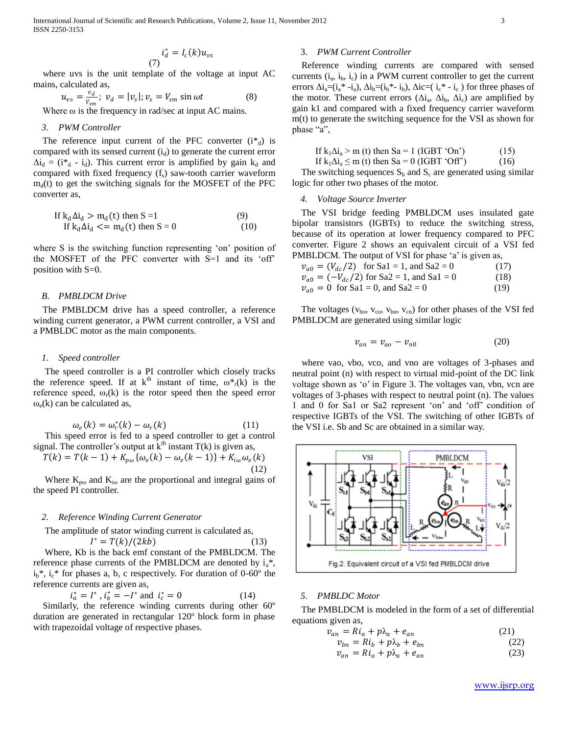$$i_d^* = I_c(k)u_{vs} \tag{7}$$

where uvs is the unit template of the voltage at input AC mains, calculated as,

$$u_{vs} = \frac{v_d}{V_{sm}};\ v_d = |v_s|;\ v_s = V_{sm}\sin\omega t \tag{8}$$

Where ω is the frequency in rad/sec at input AC mains.

### 3. PWM Controller

The reference input current of the PFC converter ($i^*_d$) is compared with its sensed current ($i_d$) to generate the current error $\Delta i_d = (i^*_d - i_d)$. This current error is amplified by gain $k_d$ and compared with fixed frequency ($f_s$) saw-tooth carrier waveform $m_d(t)$ to get the switching signals for the MOSFET of the PFC converter as,

If $k_d \Delta i_d > m_d(t)$ then S =1 (9)

If $k_d \Delta i_d <= m_d(t)$ then S = 0 (10)

where S is the switching function representing 'on' position of the MOSFET of the PFC converter with S=1 and its 'off' position with S=0.

## B. PMBLDCM Drive

The PMBLDCM drive has a speed controller, a reference winding current generator, a PWM current controller, a VSI and a PMBLDC motor as the main components.

### 1. Speed controller

The speed controller is a PI controller which closely tracks the reference speed. If at $k^{th}$ instant of time, $\omega^*_r(k)$ is the reference speed, $\omega_r(k)$ is the rotor speed then the speed error $\omega_e(k)$ can be calculated as,

$$\omega_e(k) = \omega_r^*(k) - \omega_r(k) \tag{11}$$

This speed error is fed to a speed controller to get a control signal. The controller's output at $k^{th}$ instant T(k) is given as,

$$T(k) = T(k-1) + K_{p\omega}\{\omega_e(k) - \omega_e(k-1)\} + K_{i\omega}\omega_e(k) \tag{12}$$

Where $K_{p\omega}$ and $K_{i\omega}$ are the proportional and integral gains of the speed PI controller.

### 2. Reference Winding Current Generator

The amplitude of stator winding current is calculated as,

$$I^* = T(k)/(2kb) \tag{13}$$

Where, Kb is the back emf constant of the PMBLDCM. The reference phase currents of the PMBLDCM are denoted by $i_a^*$, $i_b^*$, $i_c^*$ for phases a, b, c respectively. For duration of 0-60° the reference currents are given as,

$$i_a^* = I^*,\ i_b^* = -I^* \text{ and } i_c^* = 0 \tag{14}$$

Similarly, the reference winding currents during other 60° duration are generated in rectangular 120° block form in phase with trapezoidal voltage of respective phases.

### 3. PWM Current Controller

Reference winding currents are compared with sensed currents ($i_a$, $i_b$, $i_c$) in a PWM current controller to get the current errors $\Delta i_a=(i_a^* - i_a)$, $\Delta i_b=(i_b^* - i_b)$, $\Delta i_c=(i_c^* - i_c)$ for three phases of the motor. These current errors ($\Delta i_a$, $\Delta i_b$, $\Delta i_c$) are amplified by gain k1 and compared with a fixed frequency carrier waveform m(t) to generate the switching sequence for the VSI as shown for phase "a",

If $k_1\Delta i_a > m(t)$ then Sa = 1 (IGBT 'On') (15)

If $k_1\Delta i_a \leq m(t)$ then Sa = 0 (IGBT 'Off') (16)

The switching sequences $S_b$ and $S_c$ are generated using similar logic for other two phases of the motor.

### 4. Voltage Source Inverter

The VSI bridge feeding PMBLDCM uses insulated gate bipolar transistors (IGBTs) to reduce the switching stress, because of its operation at lower frequency compared to PFC converter. Figure 2 shows an equivalent circuit of a VSI fed PMBLDCM. The output of VSI for phase 'a' is given as,

$$v_{a0} = (V_{dc}/2) \quad \text{for Sa1 = 1, and Sa2 = 0} \tag{17}$$

$$v_{a0} = (-V_{dc}/2) \quad \text{for Sa2 = 1, and Sa1 = 0} \tag{18}$$

$$v_{a0} = 0 \quad \text{for Sa1 = 0, and Sa2 = 0} \tag{19}$$

The voltages ($v_{bo}$, $v_{co}$, $v_{bn}$, $v_{cn}$) for other phases of the VSI fed PMBLDCM are generated using similar logic

$$v_{an} = v_{ao} - v_{n0} \tag{20}$$

where vao, vbo, vco, and vno are voltages of 3-phases and neutral point (n) with respect to virtual mid-point of the DC link voltage shown as 'o' in Figure 3. The voltages van, vbn, vcn are voltages of 3-phases with respect to neutral point (n). The values 1 and 0 for Sa1 or Sa2 represent 'on' and 'off' condition of respective IGBTs of the VSI. The switching of other IGBTs of the VSI i.e. Sb and Sc are obtained in a similar way.

Fig.2. Equivalent circuit of a VSI fed PMBLDCM drive

### 5. PMBLDC Motor

The PMBLDCM is modeled in the form of a set of differential equations given as,

$$v_{an} = Ri_a + p\lambda_a + e_{an} \tag{21}$$

$$v_{bn} = Ri_b + p\lambda_b + e_{bn} \tag{22}$$

$$v_{an} = Ri_a + p\lambda_a + e_{an} \tag{23}$$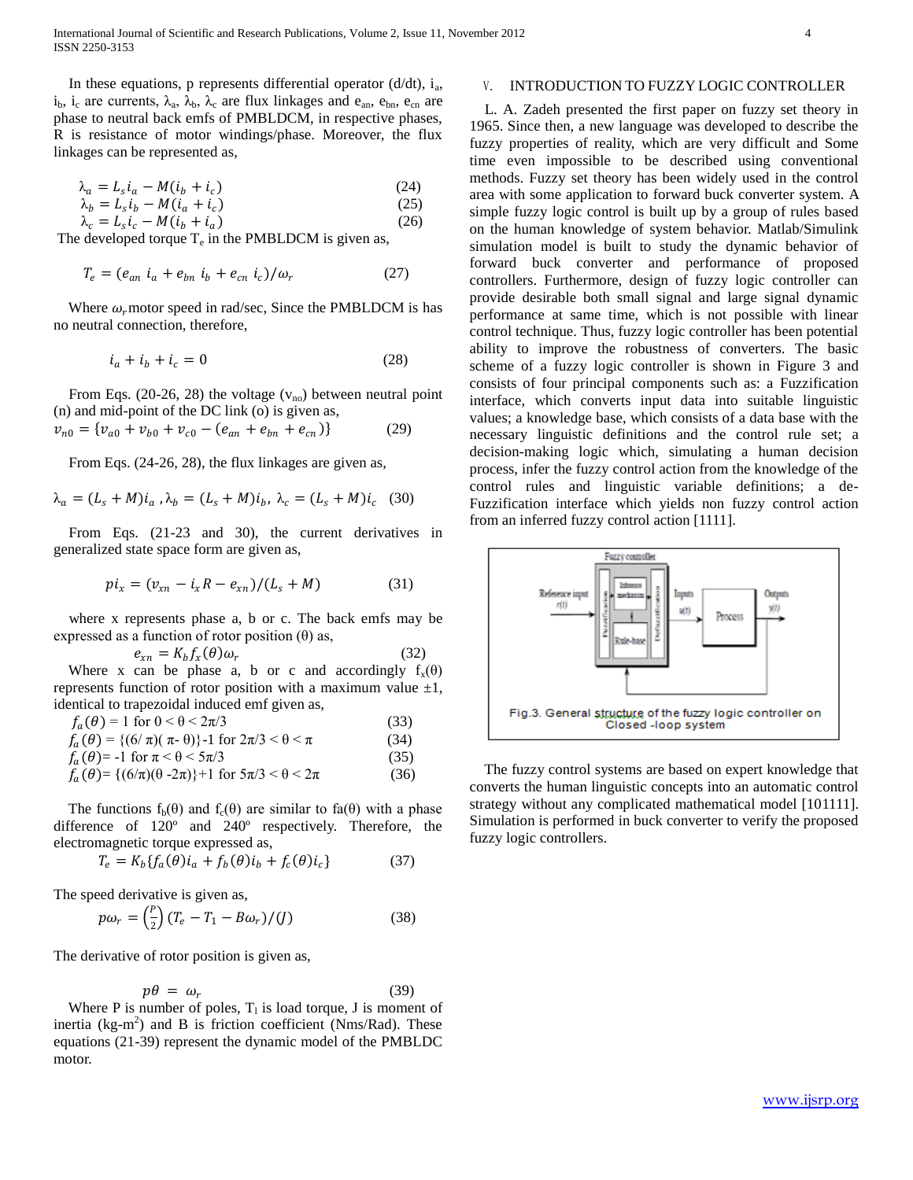In these equations, p represents differential operator (d/dt), $i_a$, $i_b$, $i_c$ are currents, $\lambda_a$, $\lambda_b$, $\lambda_c$ are flux linkages and $e_{an}$, $e_{bn}$, $e_{cn}$ are phase to neutral back emfs of PMBLDCM, in respective phases, R is resistance of motor windings/phase. Moreover, the flux linkages can be represented as,

$$\lambda_a = L_s i_a - M(i_b + i_c) \quad (24)$$
$$\lambda_b = L_s i_b - M(i_a + i_c) \quad (25)$$
$$\lambda_c = L_s i_c - M(i_b + i_a) \quad (26)$$

The developed torque $T_e$ in the PMBLDCM is given as,

$$T_e = (e_{an}\, i_a + e_{bn}\, i_b + e_{cn}\, i_c)/\omega_r \quad (27)$$

Where $\omega_r$ motor speed in rad/sec, Since the PMBLDCM is has no neutral connection, therefore,

$$i_a + i_b + i_c = 0 \quad (28)$$

From Eqs. (20-26, 28) the voltage ($v_{no}$) between neutral point (n) and mid-point of the DC link (o) is given as,

$$v_{n0} = \{v_{a0} + v_{b0} + v_{c0} - (e_{an} + e_{bn} + e_{cn})\} \quad (29)$$

From Eqs. (24-26, 28), the flux linkages are given as,

$$\lambda_a = (L_s + M)i_a\,, \lambda_b = (L_s + M)i_b,\ \lambda_c = (L_s + M)i_c \quad (30)$$

From Eqs. (21-23 and 30), the current derivatives in generalized state space form are given as,

$$pi_x = (v_{xn} - i_x R - e_{xn})/(L_s + M) \quad (31)$$

where x represents phase a, b or c. The back emfs may be expressed as a function of rotor position (θ) as,

$$e_{xn} = K_b f_x(\theta)\omega_r \quad (32)$$

Where x can be phase a, b or c and accordingly $f_x(\theta)$ represents function of rotor position with a maximum value ±1, identical to trapezoidal induced emf given as,

$$f_a(\theta) = 1 \text{ for } 0 < \theta < 2\pi/3 \quad (33)$$
$$f_a(\theta) = \{(6/\pi)(\pi - \theta)\}-1 \text{ for } 2\pi/3 < \theta < \pi \quad (34)$$
$$f_a(\theta) = -1 \text{ for } \pi < \theta < 5\pi/3 \quad (35)$$
$$f_a(\theta) = \{(6/\pi)(\theta - 2\pi)\}+1 \text{ for } 5\pi/3 < \theta < 2\pi \quad (36)$$

The functions $f_b(\theta)$ and $f_c(\theta)$ are similar to fa(θ) with a phase difference of 120º and 240º respectively. Therefore, the electromagnetic torque expressed as,

$$T_e = K_b\{f_a(\theta)i_a + f_b(\theta)i_b + f_c(\theta)i_c\} \quad (37)$$

The speed derivative is given as,

$$p\omega_r = \left(\frac{P}{2}\right)(T_e - T_1 - B\omega_r)/(J) \quad (38)$$

The derivative of rotor position is given as,

$$p\theta = \omega_r \quad (39)$$

Where P is number of poles, $T_l$ is load torque, J is moment of inertia (kg-m$^2$) and B is friction coefficient (Nms/Rad). These equations (21-39) represent the dynamic model of the PMBLDC motor.

## V. INTRODUCTION TO FUZZY LOGIC CONTROLLER

L. A. Zadeh presented the first paper on fuzzy set theory in 1965. Since then, a new language was developed to describe the fuzzy properties of reality, which are very difficult and Some time even impossible to be described using conventional methods. Fuzzy set theory has been widely used in the control area with some application to forward buck converter system. A simple fuzzy logic control is built up by a group of rules based on the human knowledge of system behavior. Matlab/Simulink simulation model is built to study the dynamic behavior of forward buck converter and performance of proposed controllers. Furthermore, design of fuzzy logic controller can provide desirable both small signal and large signal dynamic performance at same time, which is not possible with linear control technique. Thus, fuzzy logic controller has been potential ability to improve the robustness of converters. The basic scheme of a fuzzy logic controller is shown in Figure 3 and consists of four principal components such as: a Fuzzification interface, which converts input data into suitable linguistic values; a knowledge base, which consists of a data base with the necessary linguistic definitions and the control rule set; a decision-making logic which, simulating a human decision process, infer the fuzzy control action from the knowledge of the control rules and linguistic variable definitions; a de-Fuzzification interface which yields non fuzzy control action from an inferred fuzzy control action [1111].

Fig.3. General structure of the fuzzy logic controller on Closed -loop system

The fuzzy control systems are based on expert knowledge that converts the human linguistic concepts into an automatic control strategy without any complicated mathematical model [101111]. Simulation is performed in buck converter to verify the proposed fuzzy logic controllers.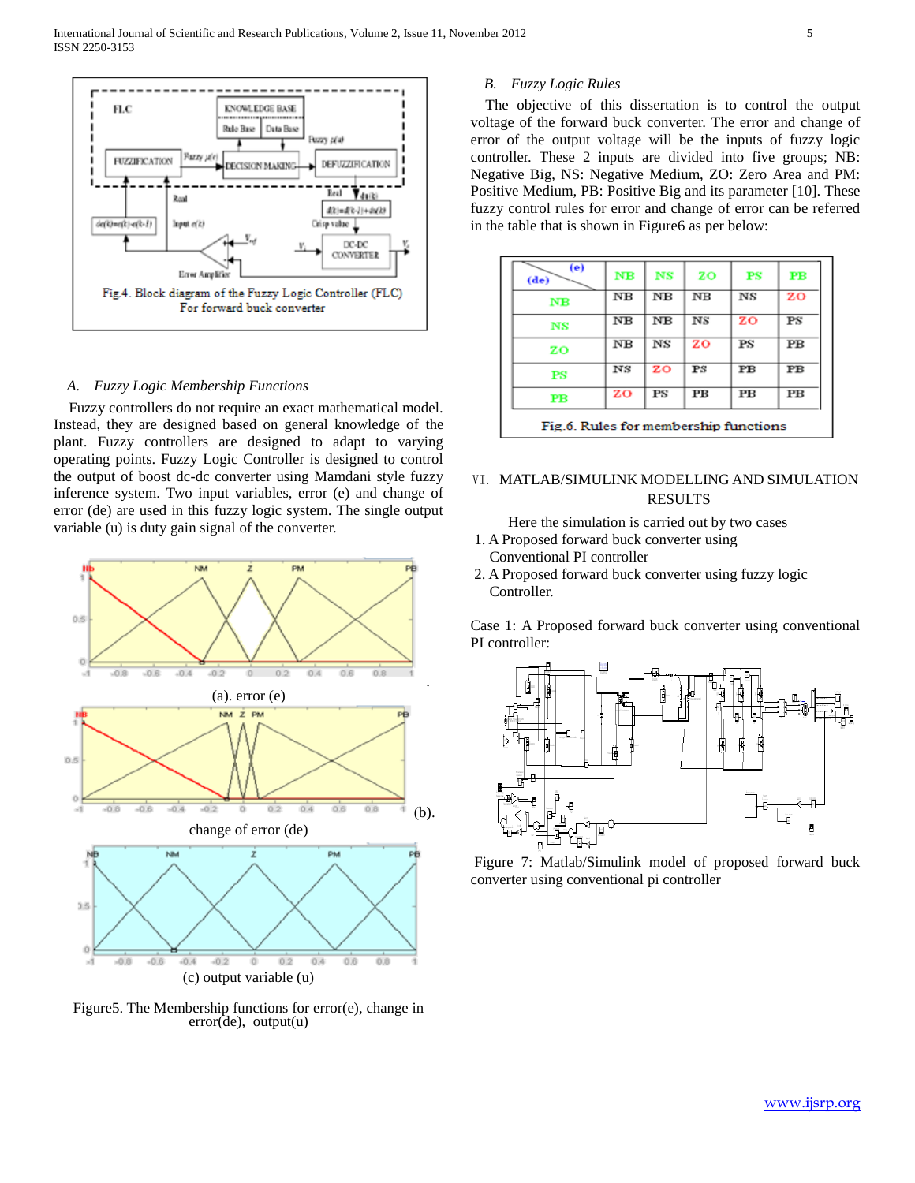Fig.4. Block diagram of the Fuzzy Logic Controller (FLC) For forward buck converter

### A. Fuzzy Logic Membership Functions

Fuzzy controllers do not require an exact mathematical model. Instead, they are designed based on general knowledge of the plant. Fuzzy controllers are designed to adapt to varying operating points. Fuzzy Logic Controller is designed to control the output of boost dc-dc converter using Mamdani style fuzzy inference system. Two input variables, error (e) and change of error (de) are used in this fuzzy logic system. The single output variable (u) is duty gain signal of the converter.

(a). error (e)

(b). change of error (de)

(c) output variable (u)

Figure5. The Membership functions for error(e), change in error(de), output(u)

### B. Fuzzy Logic Rules

The objective of this dissertation is to control the output voltage of the forward buck converter. The error and change of error of the output voltage will be the inputs of fuzzy logic controller. These 2 inputs are divided into five groups; NB: Negative Big, NS: Negative Medium, ZO: Zero Area and PM: Positive Medium, PB: Positive Big and its parameter [10]. These fuzzy control rules for error and change of error can be referred in the table that is shown in Figure6 as per below:

| (de) \ (e) | NB | NS | ZO | PS | PB |
|---|---|---|---|---|---|
| NB | NB | NB | NB | NS | ZO |
| NS | NB | NB | NS | ZO | PS |
| ZO | NB | NS | ZO | PS | PB |
| PS | NS | ZO | PS | PB | PB |
| PB | ZO | PS | PB | PB | PB |

Fig.6. Rules for membership functions

## VI. MATLAB/SIMULINK MODELLING AND SIMULATION RESULTS

Here the simulation is carried out by two cases

1. A Proposed forward buck converter using Conventional PI controller
2. A Proposed forward buck converter using fuzzy logic Controller.

Case 1: A Proposed forward buck converter using conventional PI controller:

Figure 7: Matlab/Simulink model of proposed forward buck converter using conventional pi controller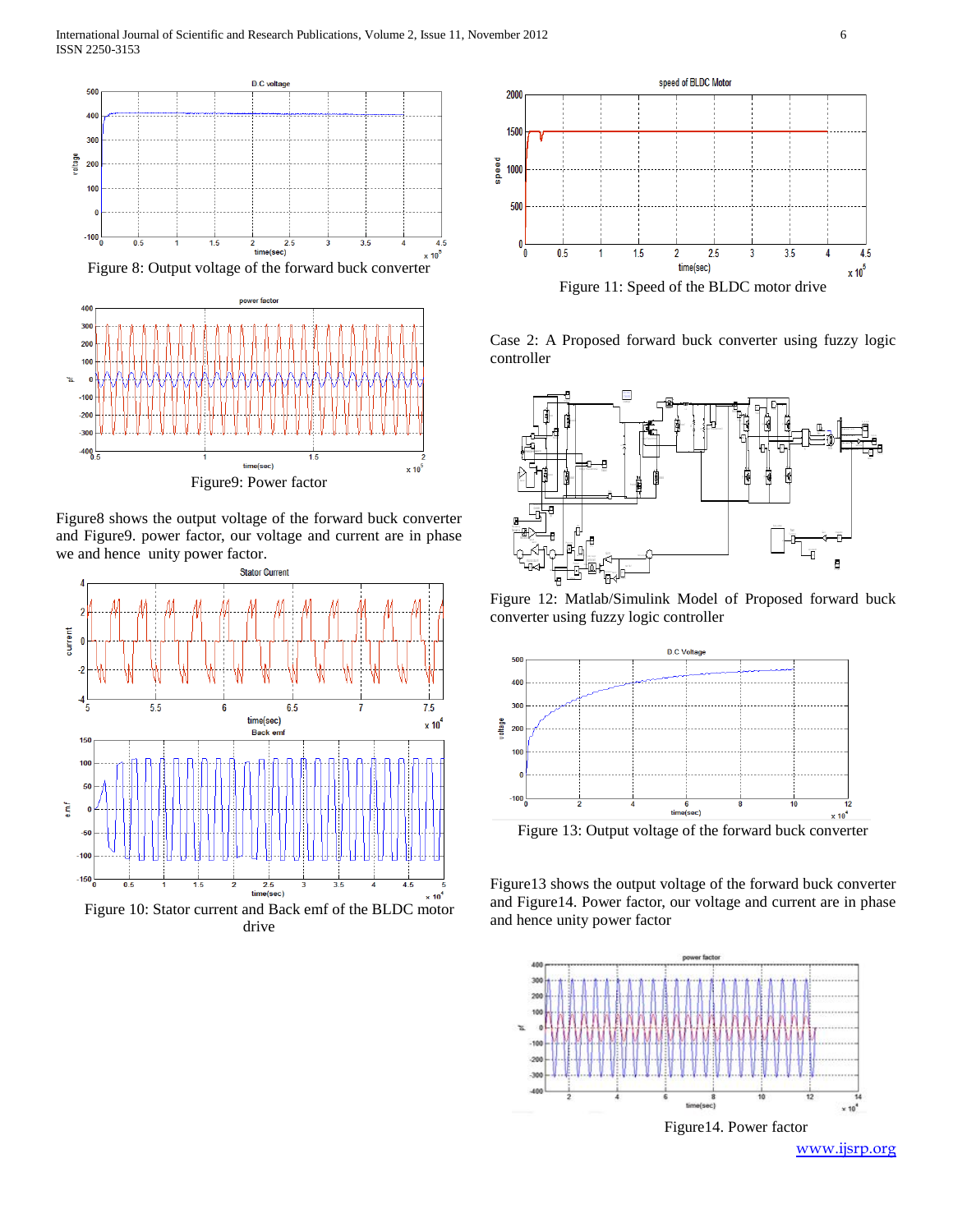Figure 8: Output voltage of the forward buck converter

Figure9: Power factor

Figure8 shows the output voltage of the forward buck converter and Figure9. power factor, our voltage and current are in phase we and hence unity power factor.

Figure 10: Stator current and Back emf of the BLDC motor drive

Figure 11: Speed of the BLDC motor drive

Case 2: A Proposed forward buck converter using fuzzy logic controller

Figure 12: Matlab/Simulink Model of Proposed forward buck converter using fuzzy logic controller

Figure 13: Output voltage of the forward buck converter

Figure13 shows the output voltage of the forward buck converter and Figure14. Power factor, our voltage and current are in phase and hence unity power factor

Figure14. Power factor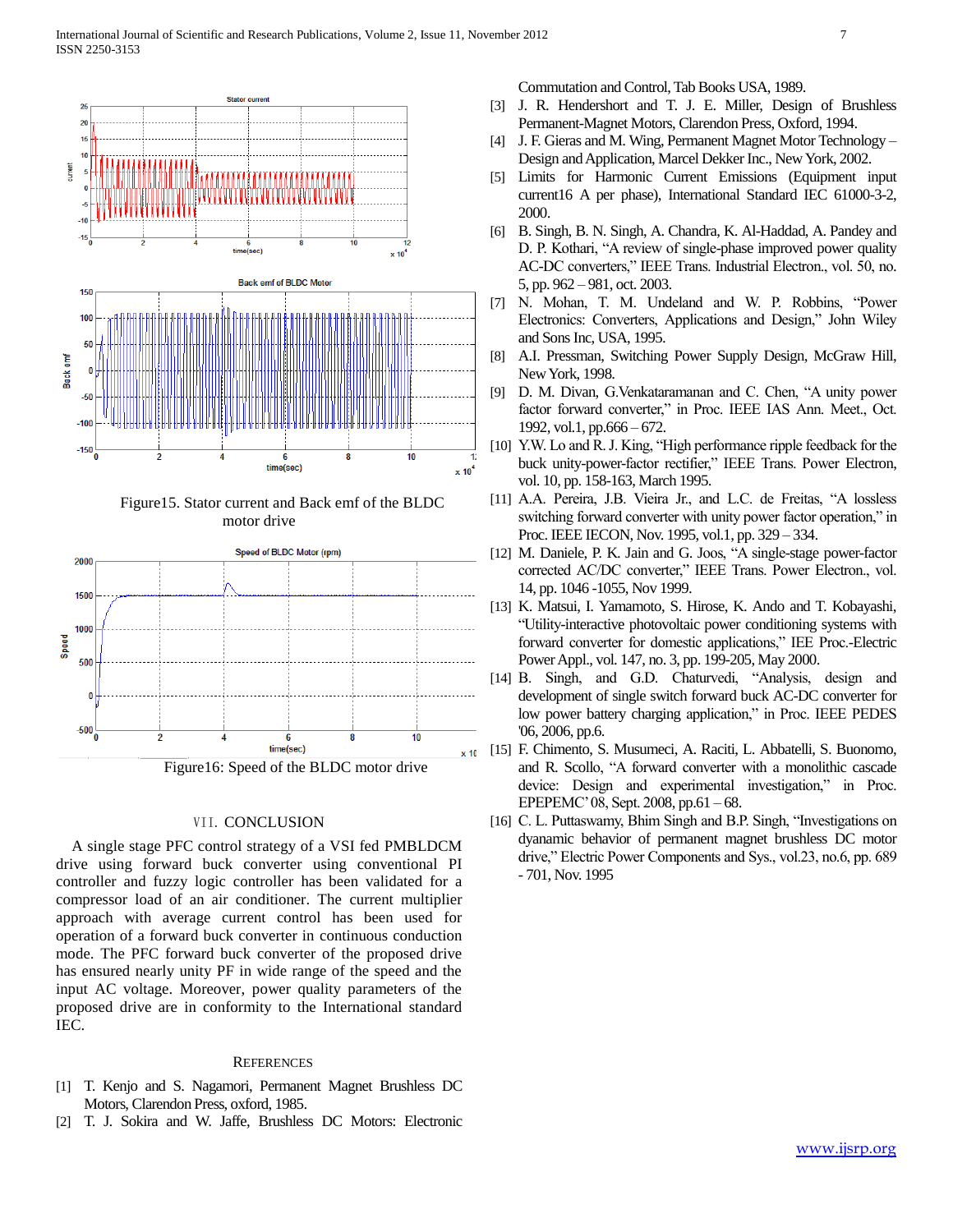Figure15. Stator current and Back emf of the BLDC motor drive

Figure16: Speed of the BLDC motor drive

## VII. CONCLUSION

A single stage PFC control strategy of a VSI fed PMBLDCM drive using forward buck converter using conventional PI controller and fuzzy logic controller has been validated for a compressor load of an air conditioner. The current multiplier approach with average current control has been used for operation of a forward buck converter in continuous conduction mode. The PFC forward buck converter of the proposed drive has ensured nearly unity PF in wide range of the speed and the input AC voltage. Moreover, power quality parameters of the proposed drive are in conformity to the International standard IEC.

## REFERENCES

[1] T. Kenjo and S. Nagamori, Permanent Magnet Brushless DC Motors, Clarendon Press, oxford, 1985.

[2] T. J. Sokira and W. Jaffe, Brushless DC Motors: Electronic Commutation and Control, Tab Books USA, 1989.

[3] J. R. Hendershort and T. J. E. Miller, Design of Brushless Permanent-Magnet Motors, Clarendon Press, Oxford, 1994.

[4] J. F. Gieras and M. Wing, Permanent Magnet Motor Technology – Design and Application, Marcel Dekker Inc., New York, 2002.

[5] Limits for Harmonic Current Emissions (Equipment input current16 A per phase), International Standard IEC 61000-3-2, 2000.

[6] B. Singh, B. N. Singh, A. Chandra, K. Al-Haddad, A. Pandey and D. P. Kothari, "A review of single-phase improved power quality AC-DC converters," IEEE Trans. Industrial Electron., vol. 50, no. 5, pp. 962 – 981, oct. 2003.

[7] N. Mohan, T. M. Undeland and W. P. Robbins, "Power Electronics: Converters, Applications and Design," John Wiley and Sons Inc, USA, 1995.

[8] A.I. Pressman, Switching Power Supply Design, McGraw Hill, New York, 1998.

[9] D. M. Divan, G.Venkataramanan and C. Chen, "A unity power factor forward converter," in Proc. IEEE IAS Ann. Meet., Oct. 1992, vol.1, pp.666 – 672.

[10] Y.W. Lo and R. J. King, "High performance ripple feedback for the buck unity-power-factor rectifier," IEEE Trans. Power Electron, vol. 10, pp. 158-163, March 1995.

[11] A.A. Pereira, J.B. Vieira Jr., and L.C. de Freitas, "A lossless switching forward converter with unity power factor operation," in Proc. IEEE IECON, Nov. 1995, vol.1, pp. 329 – 334.

[12] M. Daniele, P. K. Jain and G. Joos, "A single-stage power-factor corrected AC/DC converter," IEEE Trans. Power Electron., vol. 14, pp. 1046 -1055, Nov 1999.

[13] K. Matsui, I. Yamamoto, S. Hirose, K. Ando and T. Kobayashi, "Utility-interactive photovoltaic power conditioning systems with forward converter for domestic applications," IEE Proc.-Electric Power Appl., vol. 147, no. 3, pp. 199-205, May 2000.

[14] B. Singh, and G.D. Chaturvedi, "Analysis, design and development of single switch forward buck AC-DC converter for low power battery charging application," in Proc. IEEE PEDES '06, 2006, pp.6.

[15] F. Chimento, S. Musumeci, A. Raciti, L. Abbatelli, S. Buonomo, and R. Scollo, "A forward converter with a monolithic cascade device: Design and experimental investigation," in Proc. EPEPEMC' 08, Sept. 2008, pp.61 – 68.

[16] C. L. Puttaswamy, Bhim Singh and B.P. Singh, "Investigations on dyanamic behavior of permanent magnet brushless DC motor drive," Electric Power Components and Sys., vol.23, no.6, pp. 689 - 701, Nov. 1995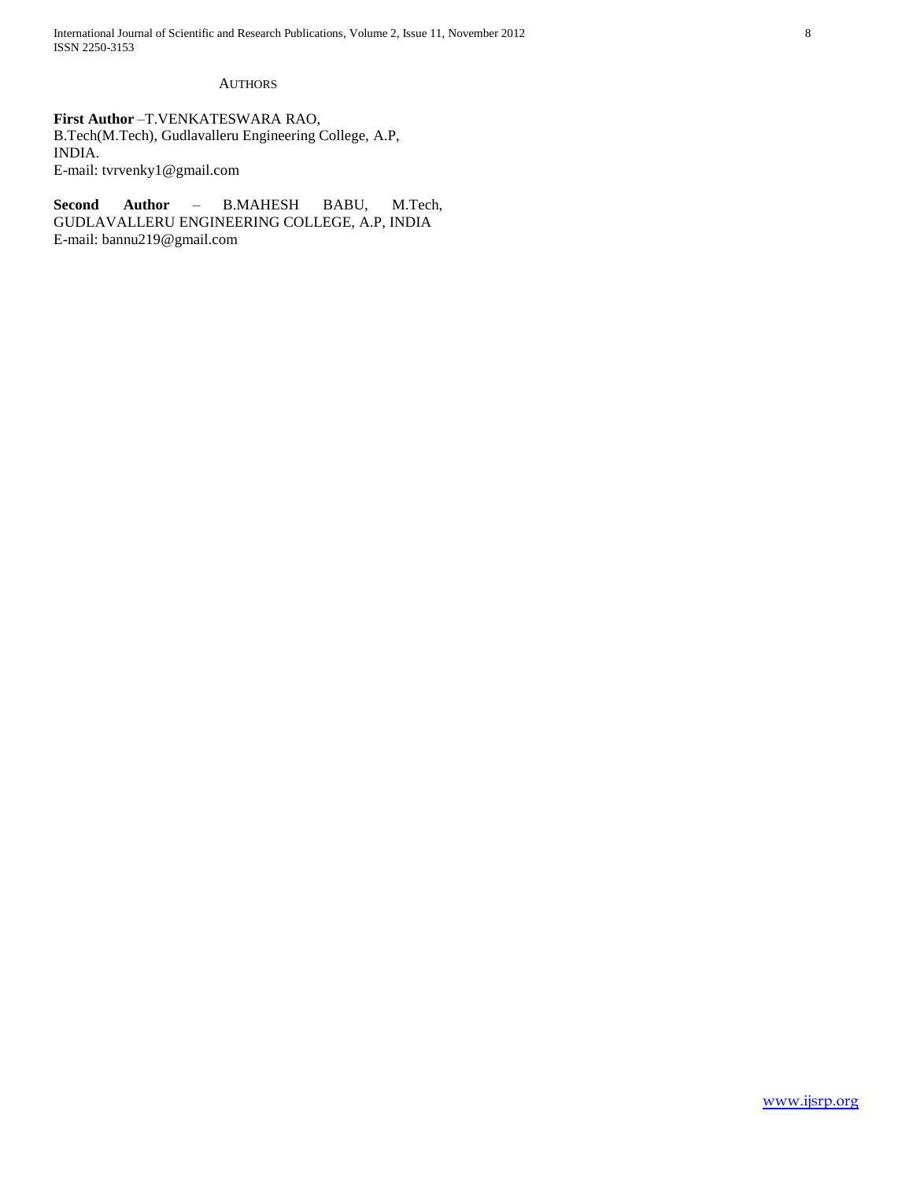## AUTHORS

**First Author** –T.VENKATESWARA RAO, B.Tech(M.Tech), Gudlavalleru Engineering College, A.P, INDIA.
E-mail: tvrvenky1@gmail.com

**Second Author** – B.MAHESH BABU, M.Tech, GUDLAVALLERU ENGINEERING COLLEGE, A.P, INDIA
E-mail: bannu219@gmail.com